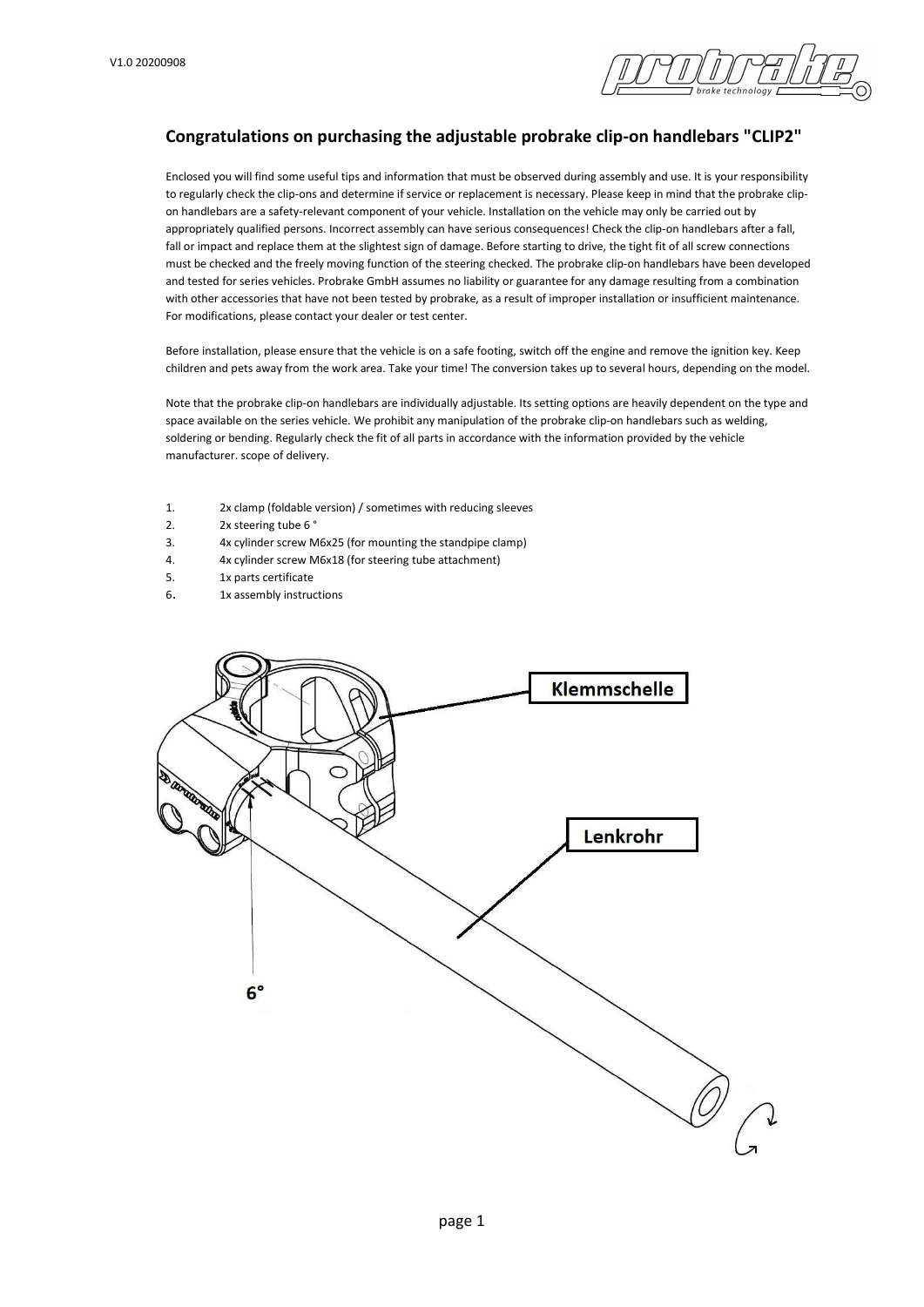## Congratulations on purchasing the adjustable probrake clip-on handlebars "CLIP2"

Enclosed you will find some useful tips and information that must be observed during assembly and use. It is your responsibility to regularly check the clip-ons and determine if service or replacement is necessary. Please keep in mind that the probrake clip-on handlebars are a safety-relevant component of your vehicle. Installation on the vehicle may only be carried out by appropriately qualified persons. Incorrect assembly can have serious consequences! Check the clip-on handlebars after a fall, fall or impact and replace them at the slightest sign of damage. Before starting to drive, the tight fit of all screw connections must be checked and the freely moving function of the steering checked. The probrake clip-on handlebars have been developed and tested for series vehicles. Probrake GmbH assumes no liability or guarantee for any damage resulting from a combination with other accessories that have not been tested by probrake, as a result of improper installation or insufficient maintenance. For modifications, please contact your dealer or test center.

Before installation, please ensure that the vehicle is on a safe footing, switch off the engine and remove the ignition key. Keep children and pets away from the work area. Take your time! The conversion takes up to several hours, depending on the model.

Note that the probrake clip-on handlebars are individually adjustable. Its setting options are heavily dependent on the type and space available on the series vehicle. We prohibit any manipulation of the probrake clip-on handlebars such as welding, soldering or bending. Regularly check the fit of all parts in accordance with the information provided by the vehicle manufacturer. scope of delivery.

1. 2x clamp (foldable version) / sometimes with reducing sleeves
2. 2x steering tube 6 °
3. 4x cylinder screw M6x25 (for mounting the standpipe clamp)
4. 4x cylinder screw M6x18 (for steering tube attachment)
5. 1x parts certificate
6. 1x assembly instructions

Klemmschelle

Lenkrohr

6°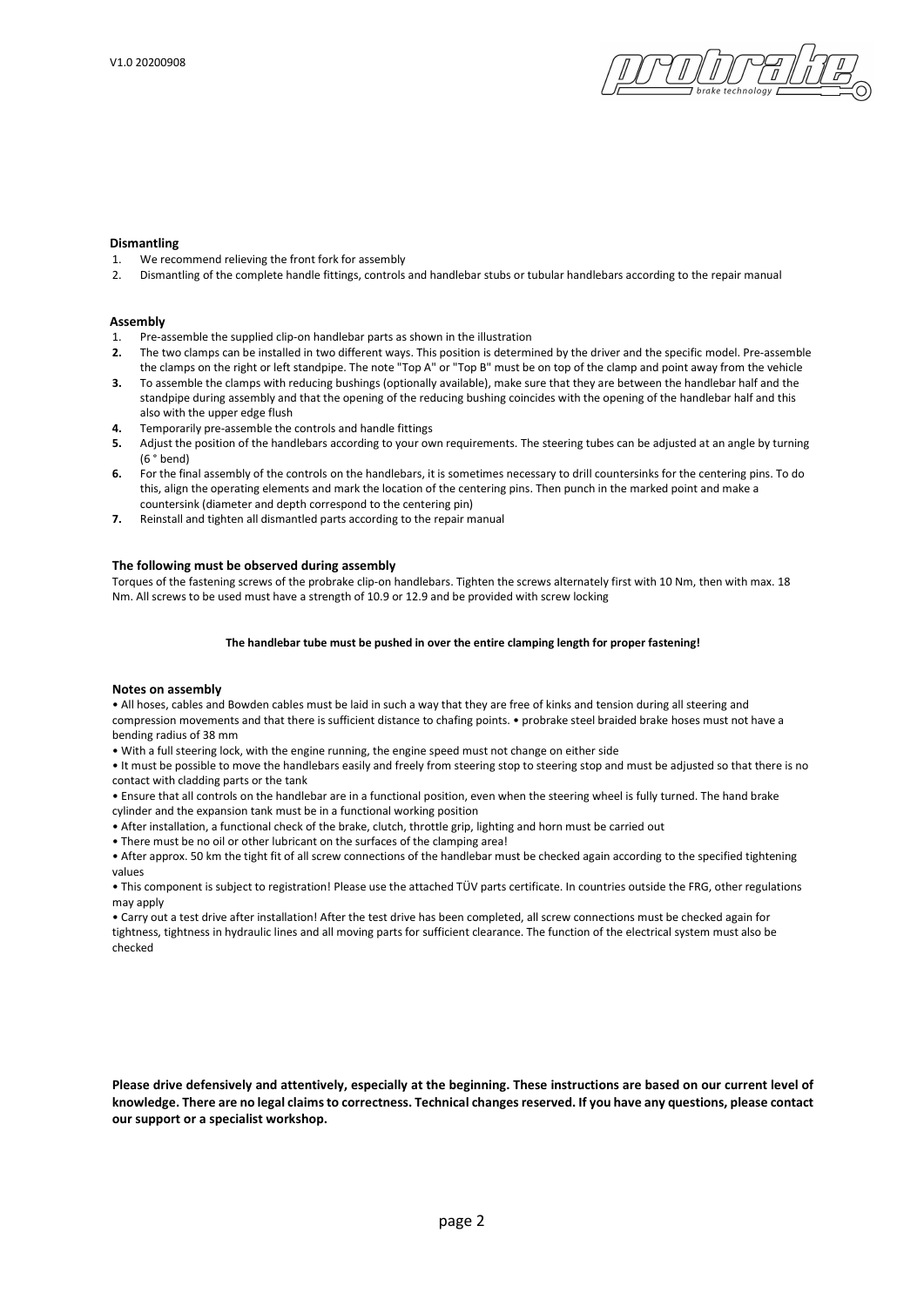### Dismantling

1. We recommend relieving the front fork for assembly
2. Dismantling of the complete handle fittings, controls and handlebar stubs or tubular handlebars according to the repair manual

### Assembly

1. Pre-assemble the supplied clip-on handlebar parts as shown in the illustration
2. The two clamps can be installed in two different ways. This position is determined by the driver and the specific model. Pre-assemble the clamps on the right or left standpipe. The note "Top A" or "Top B" must be on top of the clamp and point away from the vehicle
3. To assemble the clamps with reducing bushings (optionally available), make sure that they are between the handlebar half and the standpipe during assembly and that the opening of the reducing bushing coincides with the opening of the handlebar half and this also with the upper edge flush
4. Temporarily pre-assemble the controls and handle fittings
5. Adjust the position of the handlebars according to your own requirements. The steering tubes can be adjusted at an angle by turning (6 ° bend)
6. For the final assembly of the controls on the handlebars, it is sometimes necessary to drill countersinks for the centering pins. To do this, align the operating elements and mark the location of the centering pins. Then punch in the marked point and make a countersink (diameter and depth correspond to the centering pin)
7. Reinstall and tighten all dismantled parts according to the repair manual

### The following must be observed during assembly

Torques of the fastening screws of the probrake clip-on handlebars. Tighten the screws alternately first with 10 Nm, then with max. 18 Nm. All screws to be used must have a strength of 10.9 or 12.9 and be provided with screw locking

**The handlebar tube must be pushed in over the entire clamping length for proper fastening!**

### Notes on assembly

• All hoses, cables and Bowden cables must be laid in such a way that they are free of kinks and tension during all steering and compression movements and that there is sufficient distance to chafing points. • probrake steel braided brake hoses must not have a bending radius of 38 mm

• With a full steering lock, with the engine running, the engine speed must not change on either side

• It must be possible to move the handlebars easily and freely from steering stop to steering stop and must be adjusted so that there is no contact with cladding parts or the tank

• Ensure that all controls on the handlebar are in a functional position, even when the steering wheel is fully turned. The hand brake cylinder and the expansion tank must be in a functional working position

• After installation, a functional check of the brake, clutch, throttle grip, lighting and horn must be carried out

• There must be no oil or other lubricant on the surfaces of the clamping area!

• After approx. 50 km the tight fit of all screw connections of the handlebar must be checked again according to the specified tightening values

• This component is subject to registration! Please use the attached TÜV parts certificate. In countries outside the FRG, other regulations may apply

• Carry out a test drive after installation! After the test drive has been completed, all screw connections must be checked again for tightness, tightness in hydraulic lines and all moving parts for sufficient clearance. The function of the electrical system must also be checked

**Please drive defensively and attentively, especially at the beginning. These instructions are based on our current level of knowledge. There are no legal claims to correctness. Technical changes reserved. If you have any questions, please contact our support or a specialist workshop.**